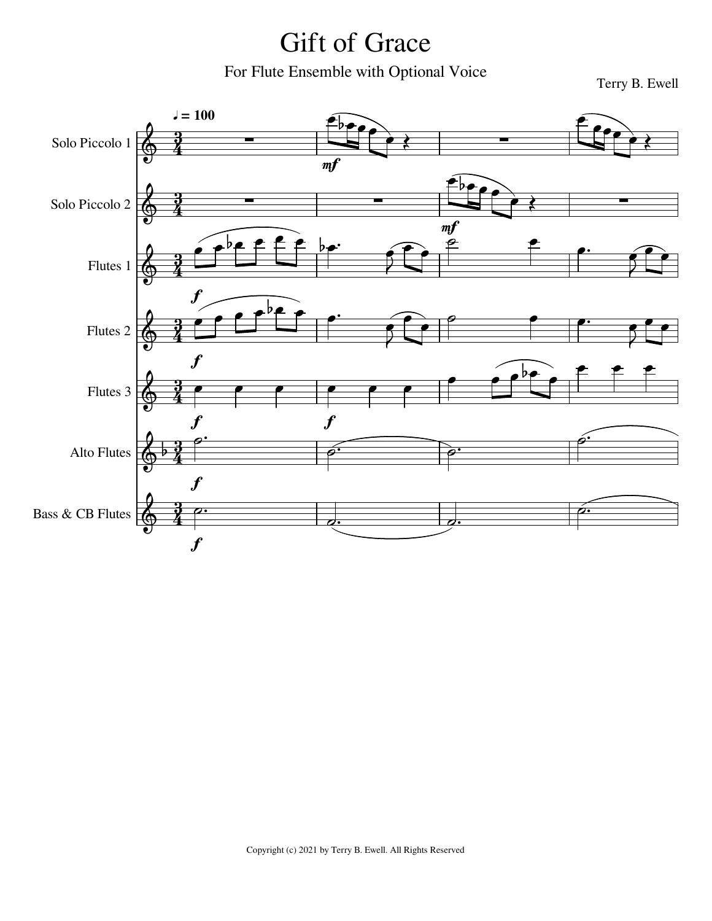# Gift of Grace

For Flute Ensemble with Optional Voice

Terry B. Ewell

Copyright (c) 2021 by Terry B. Ewell. All Rights Reserved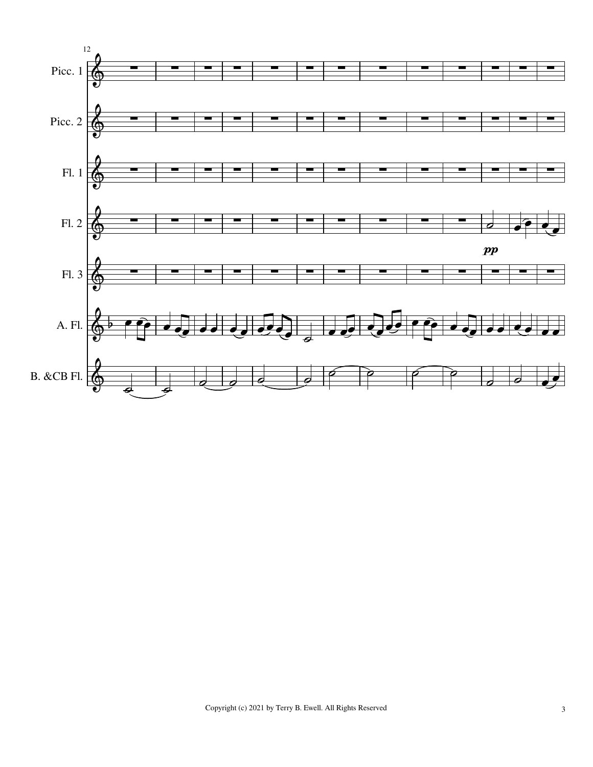12

Picc. 1

Picc. 2

Fl. 1

Fl. 2

*pp*

Fl. 3

A. Fl.

B. &CB Fl.

Copyright (c) 2021 by Terry B. Ewell. All Rights Reserved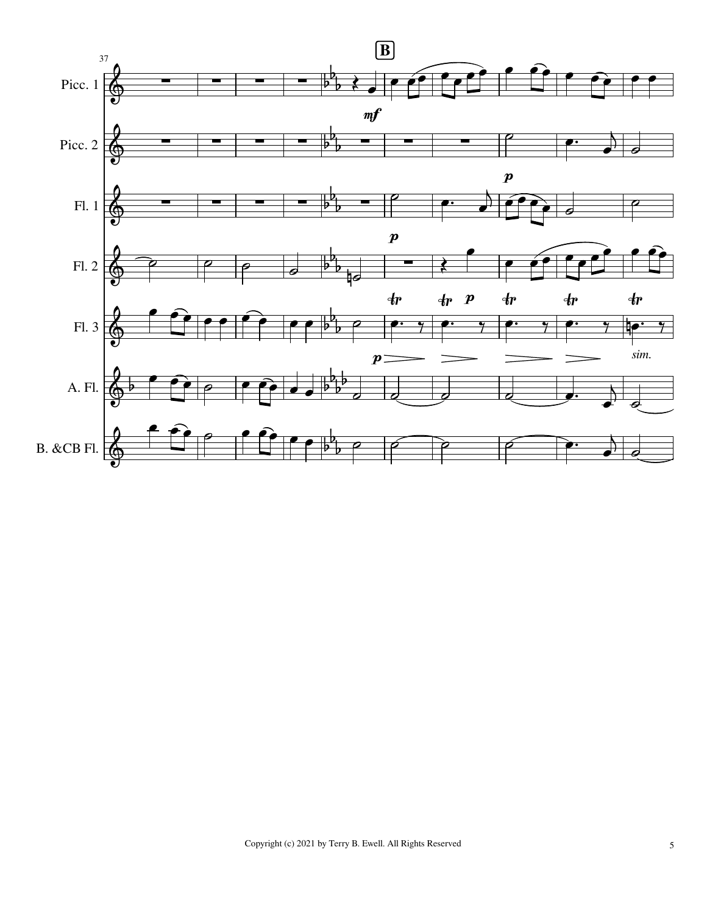37

B

Picc. 1

Picc. 2

Fl. 1

Fl. 2

Fl. 3

A. Fl.

B. &CB Fl.

*mf*

*p*

*p*

*p*

*p*

*sim.*

Copyright (c) 2021 by Terry B. Ewell. All Rights Reserved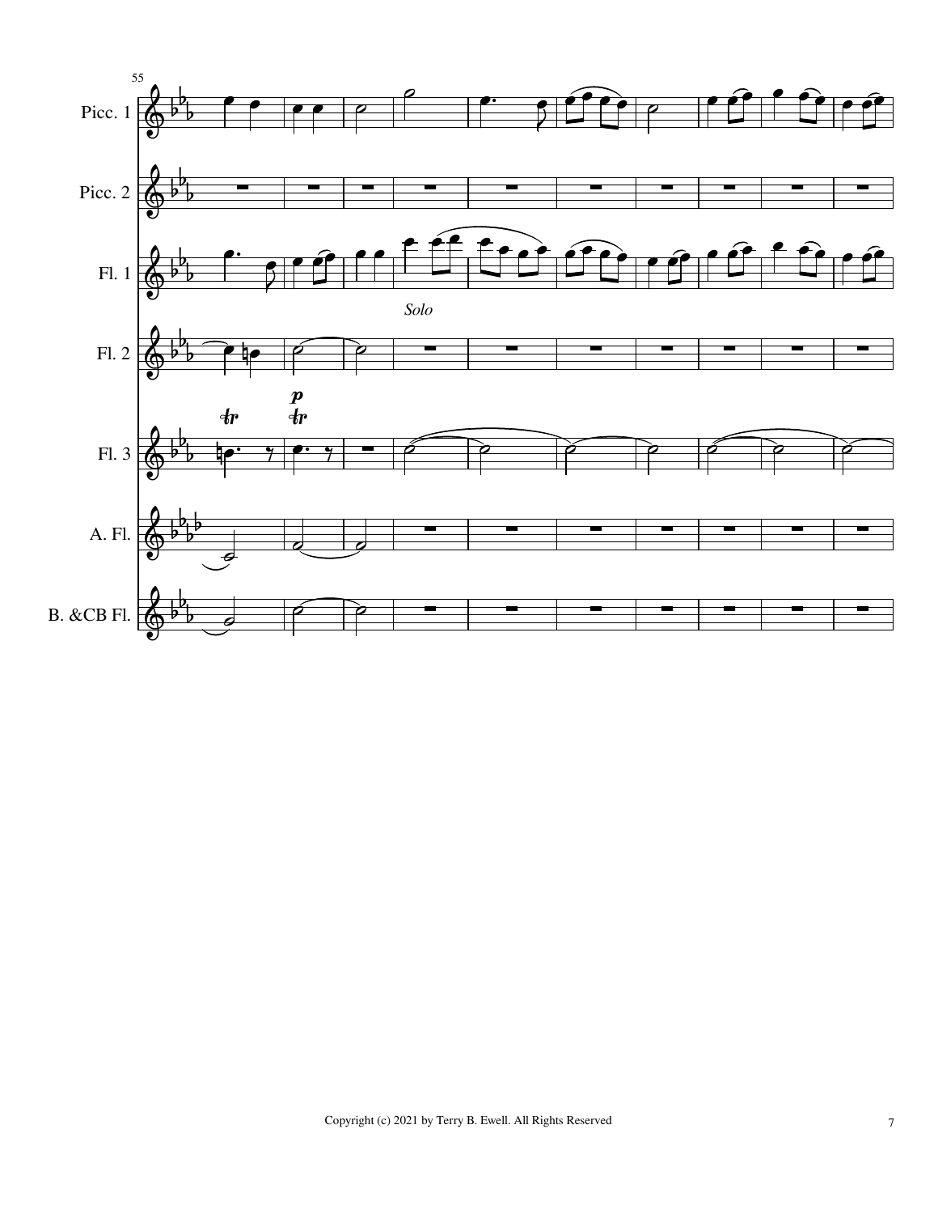55

Picc. 1

Picc. 2

Fl. 1

*Solo*

Fl. 2

Fl. 3

A. Fl.

B. &CB Fl.

Copyright (c) 2021 by Terry B. Ewell. All Rights Reserved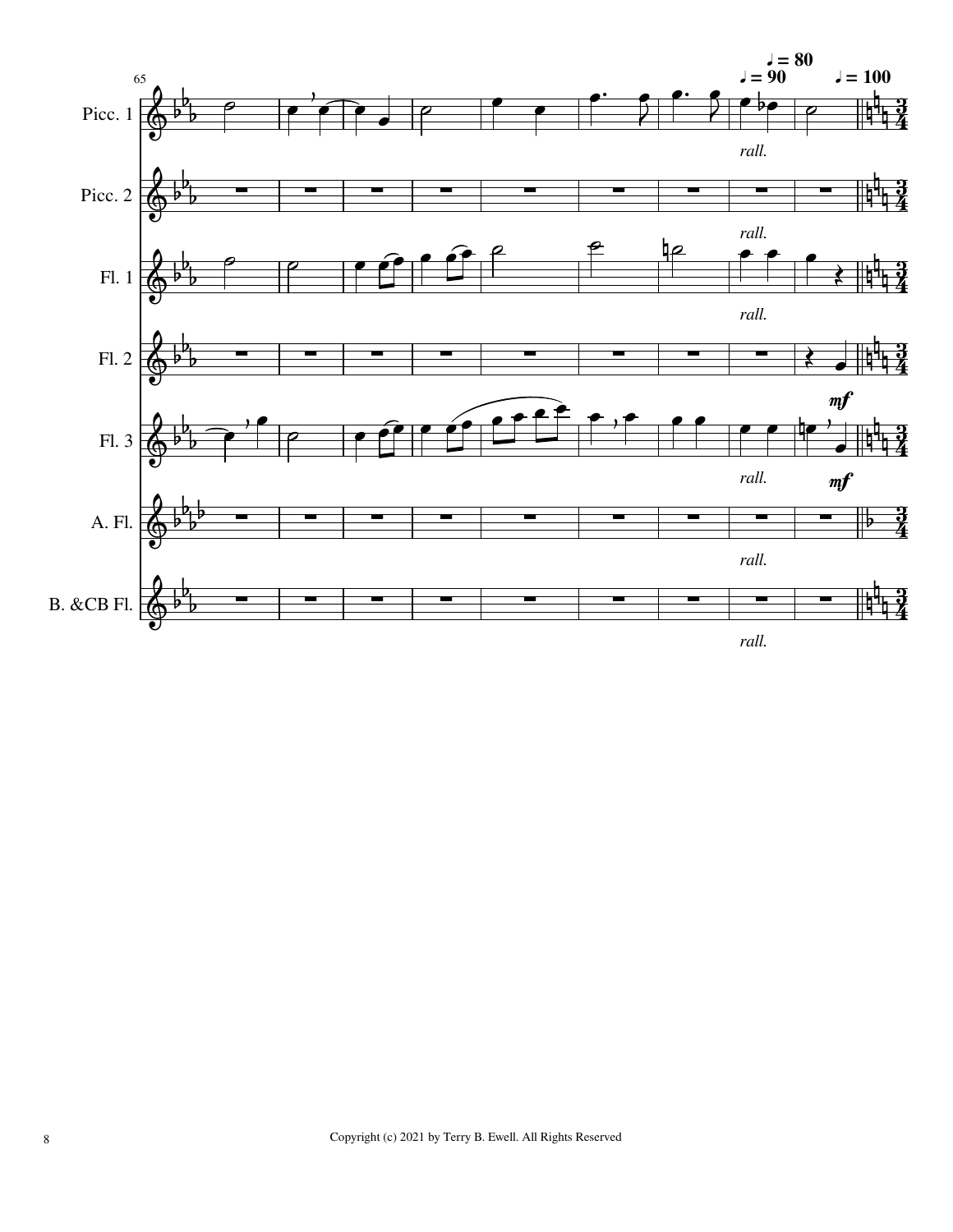65

Picc. 1

Picc. 2

Fl. 1

Fl. 2

Fl. 3

A. Fl.

B. &CB Fl.

♩ = 80

♩ = 90

♩ = 100

*rall.*

*mf*

Copyright (c) 2021 by Terry B. Ewell. All Rights Reserved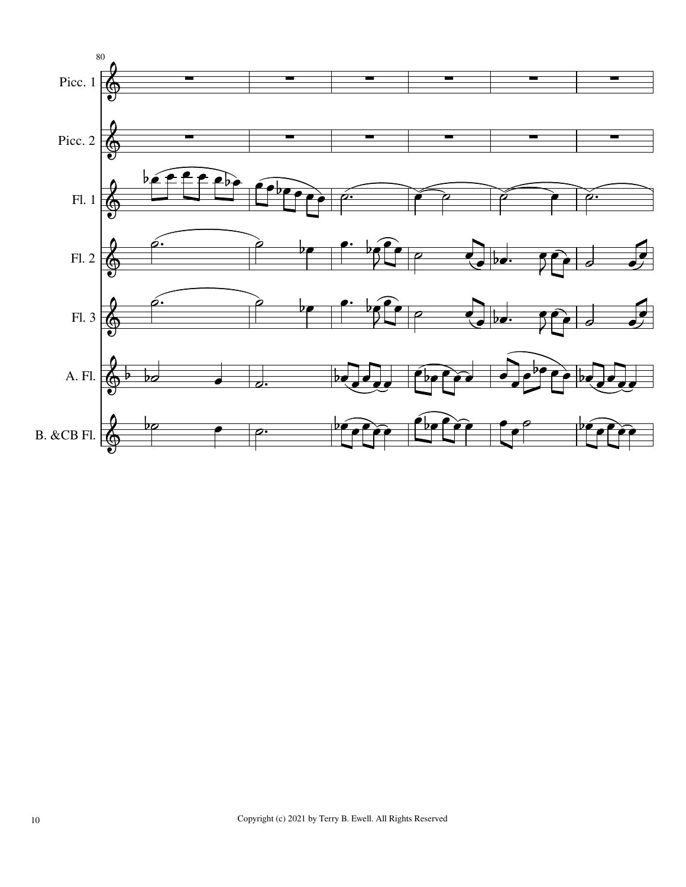80

Picc. 1

Picc. 2

Fl. 1

Fl. 2

Fl. 3

A. Fl.

B. &CB Fl.

Copyright (c) 2021 by Terry B. Ewell. All Rights Reserved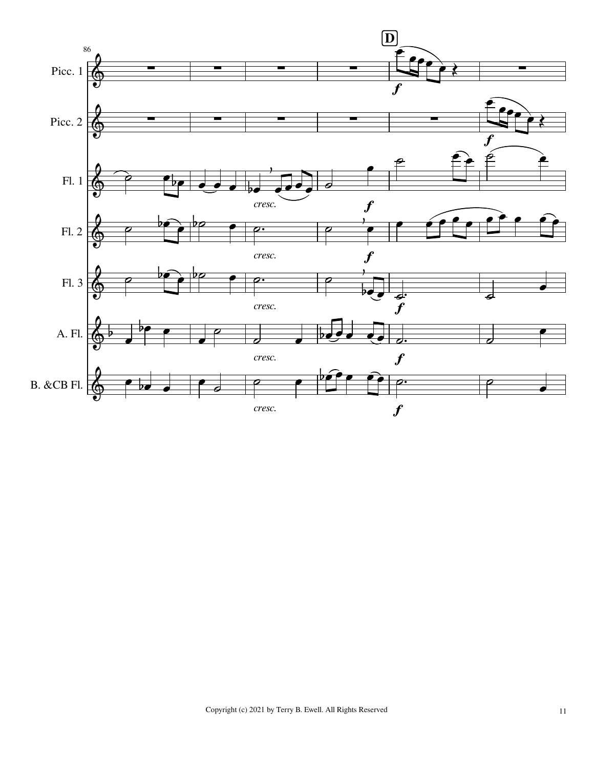86

**D**

Picc. 1

Picc. 2

Fl. 1

Fl. 2

Fl. 3

A. Fl.

B. &CB Fl.

*cresc.*

*f*

Copyright (c) 2021 by Terry B. Ewell. All Rights Reserved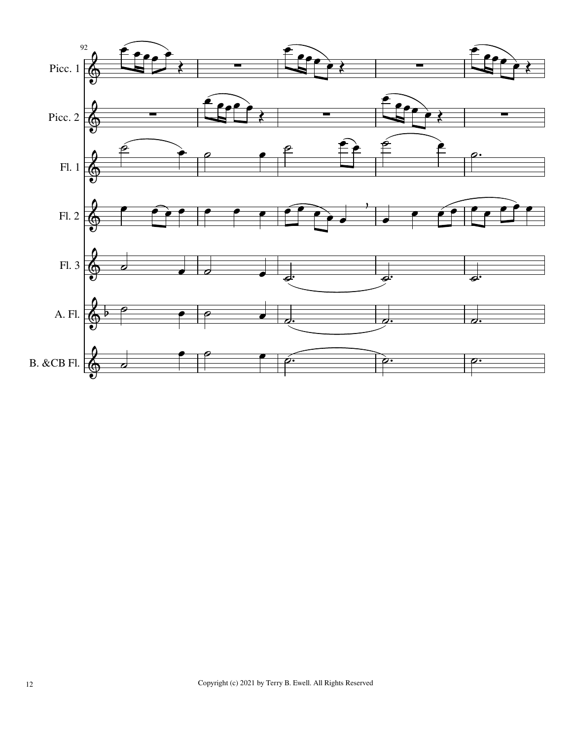92

Picc. 1

Picc. 2

Fl. 1

Fl. 2

Fl. 3

A. Fl.

B. &CB Fl.

Copyright (c) 2021 by Terry B. Ewell. All Rights Reserved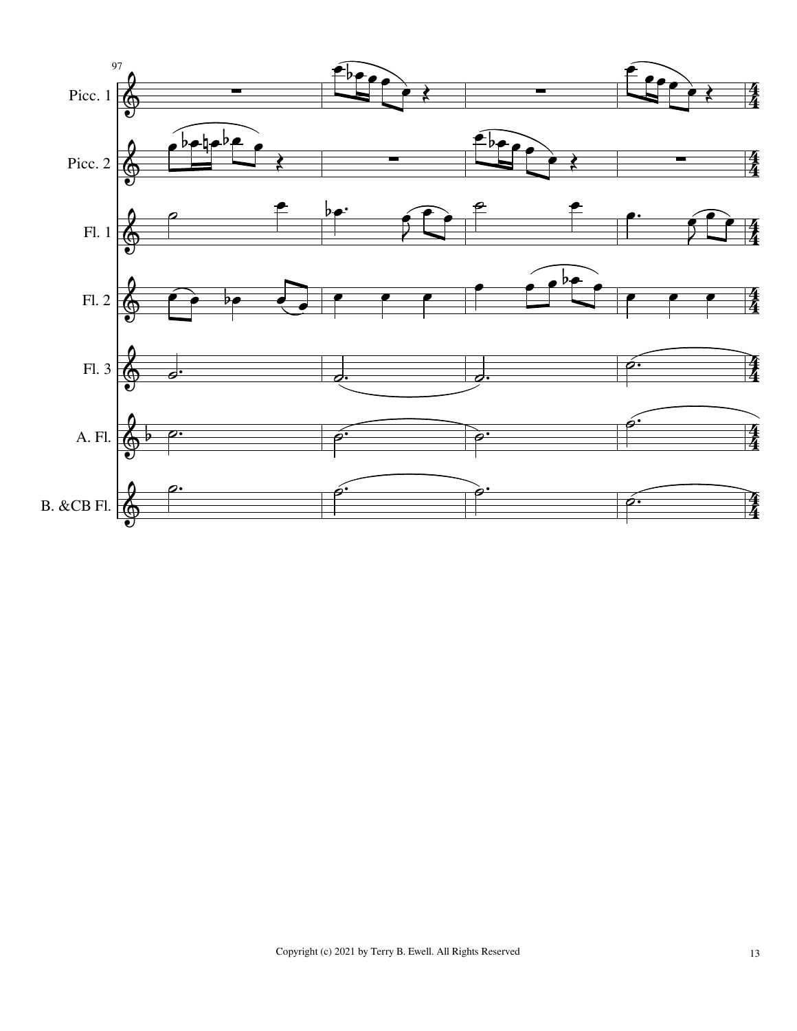97

Picc. 1

Picc. 2

Fl. 1

Fl. 2

Fl. 3

A. Fl.

B. &CB Fl.

Copyright (c) 2021 by Terry B. Ewell. All Rights Reserved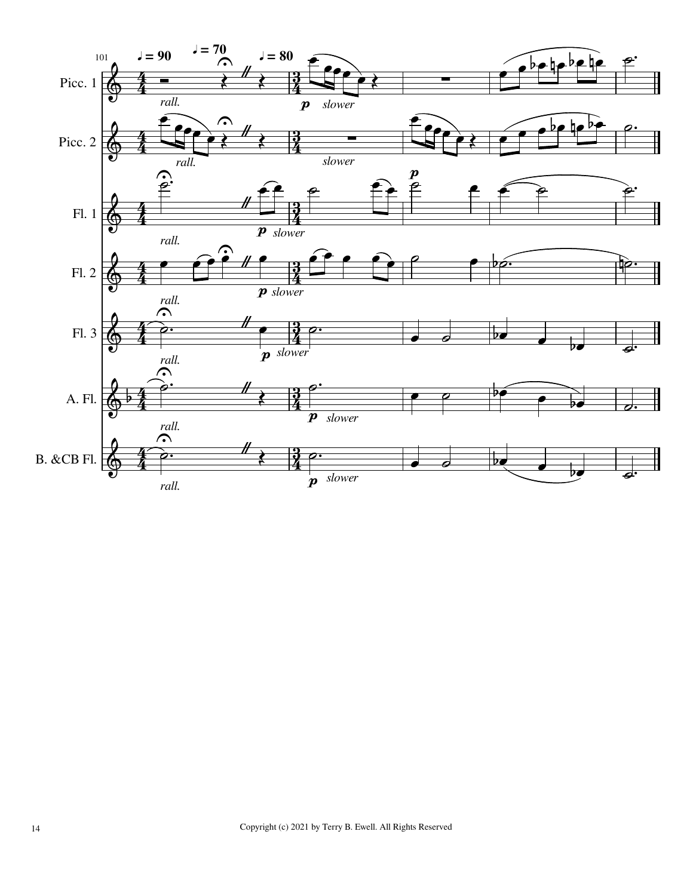Copyright (c) 2021 by Terry B. Ewell. All Rights Reserved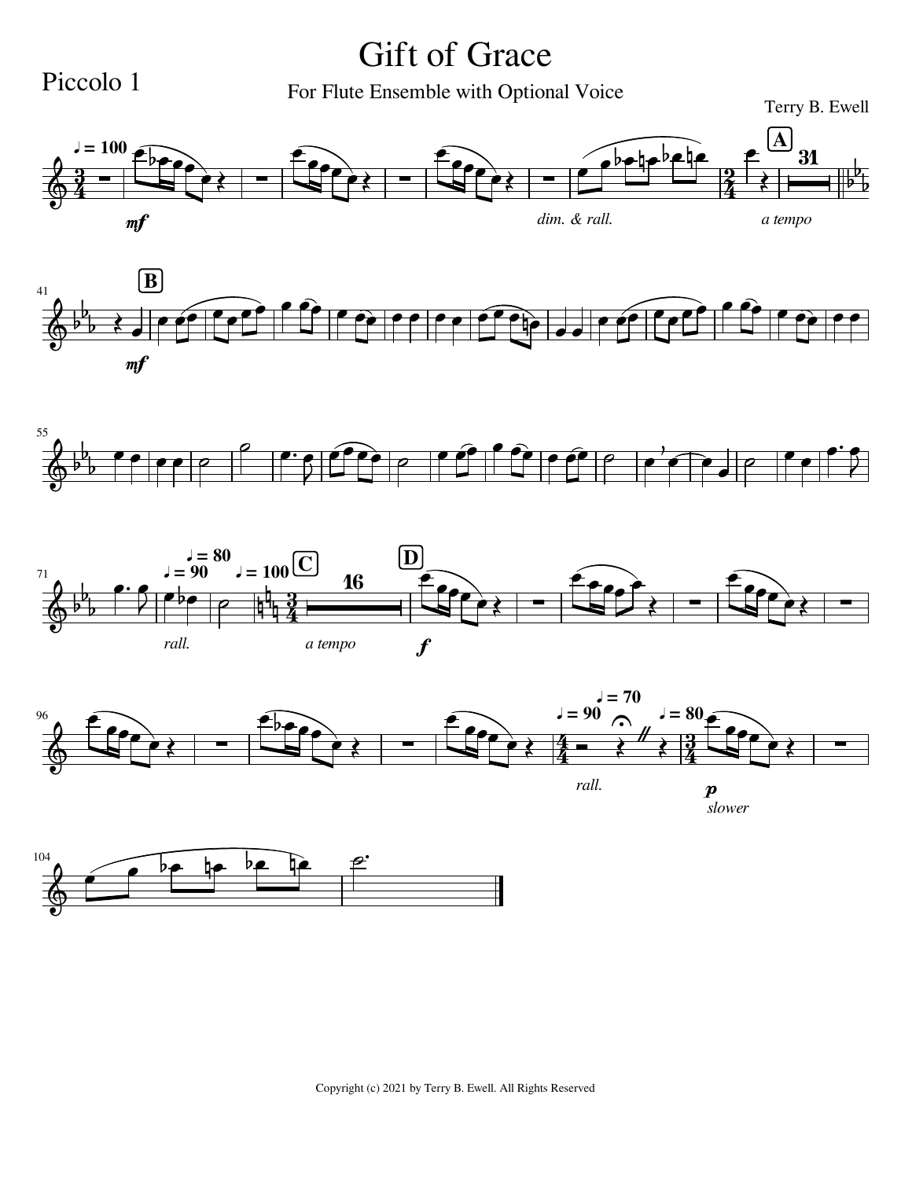Piccolo 1

# Gift of Grace

For Flute Ensemble with Optional Voice

Terry B. Ewell

Copyright (c) 2021 by Terry B. Ewell. All Rights Reserved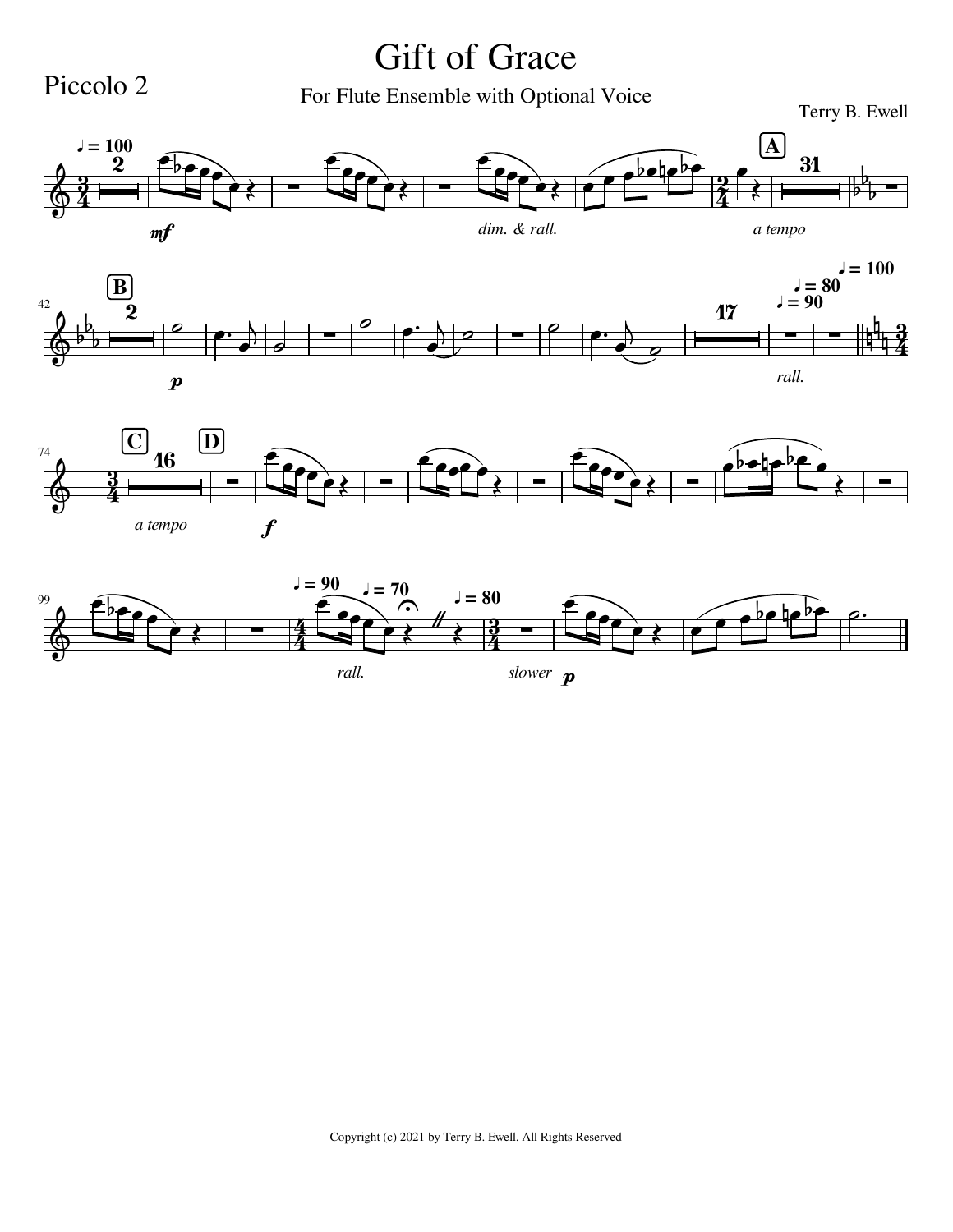Piccolo 2

# Gift of Grace

For Flute Ensemble with Optional Voice

Terry B. Ewell

Copyright (c) 2021 by Terry B. Ewell. All Rights Reserved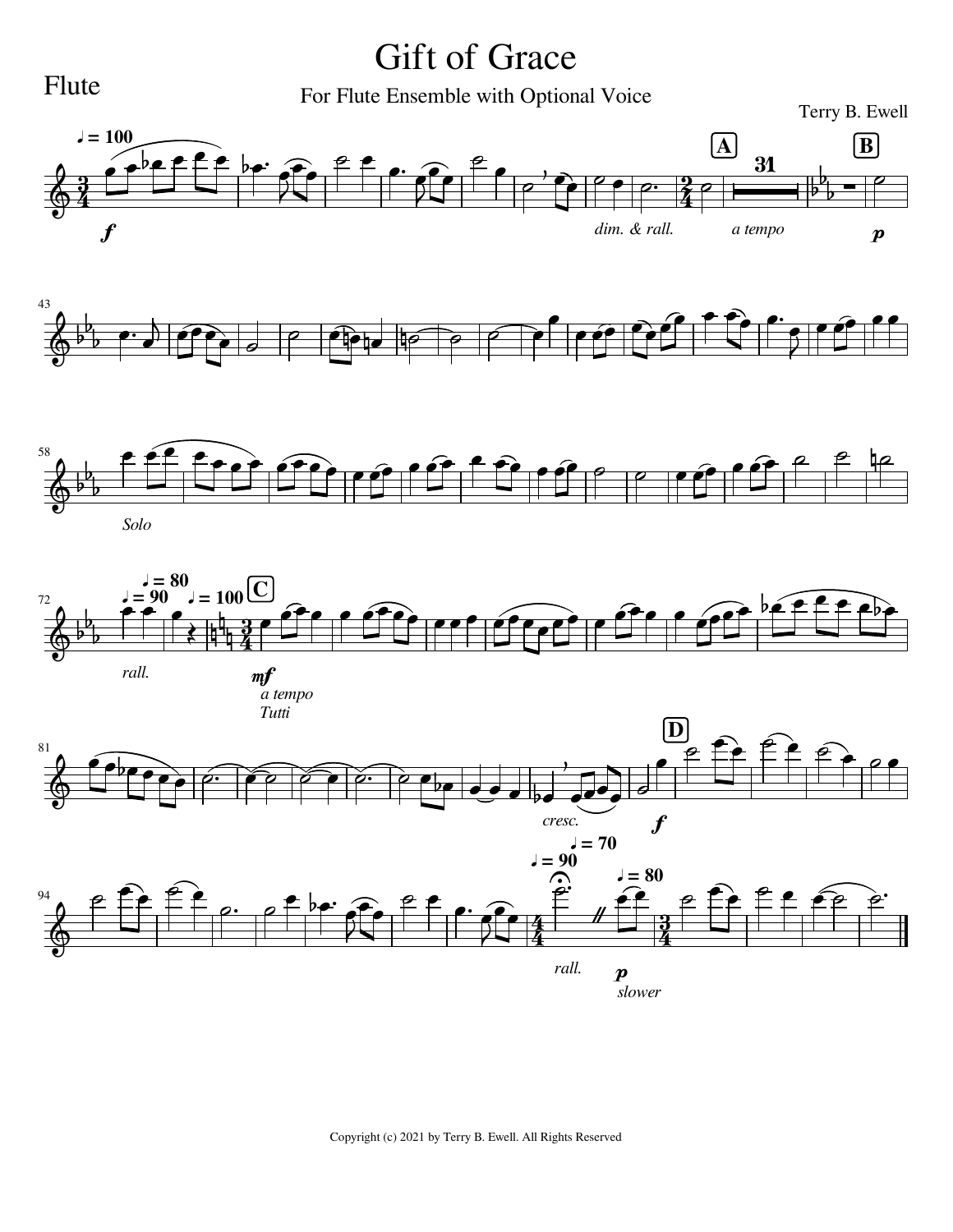Flute

# Gift of Grace

For Flute Ensemble with Optional Voice

Terry B. Ewell

Copyright (c) 2021 by Terry B. Ewell. All Rights Reserved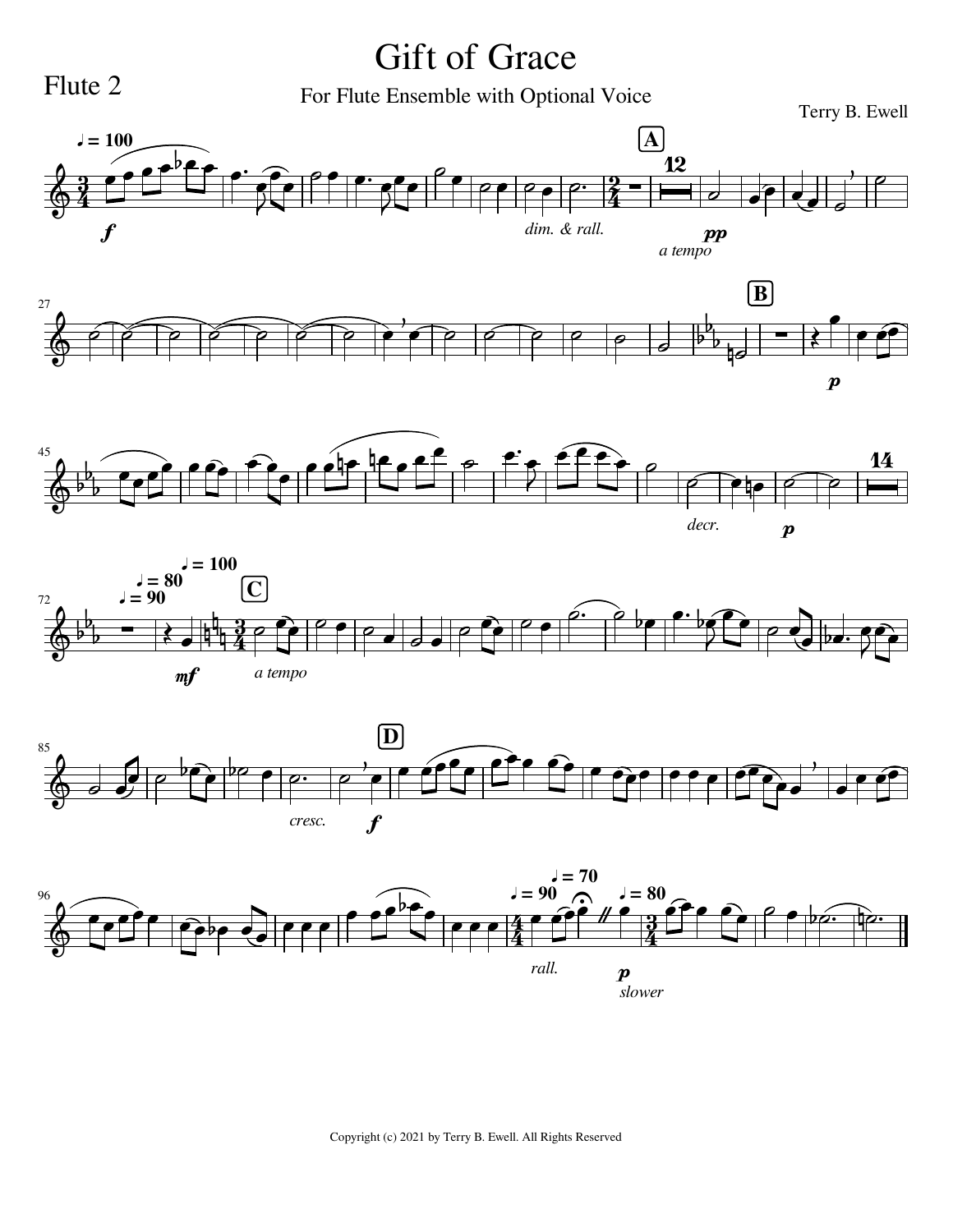Flute 2

# Gift of Grace

For Flute Ensemble with Optional Voice

Terry B. Ewell

Copyright (c) 2021 by Terry B. Ewell. All Rights Reserved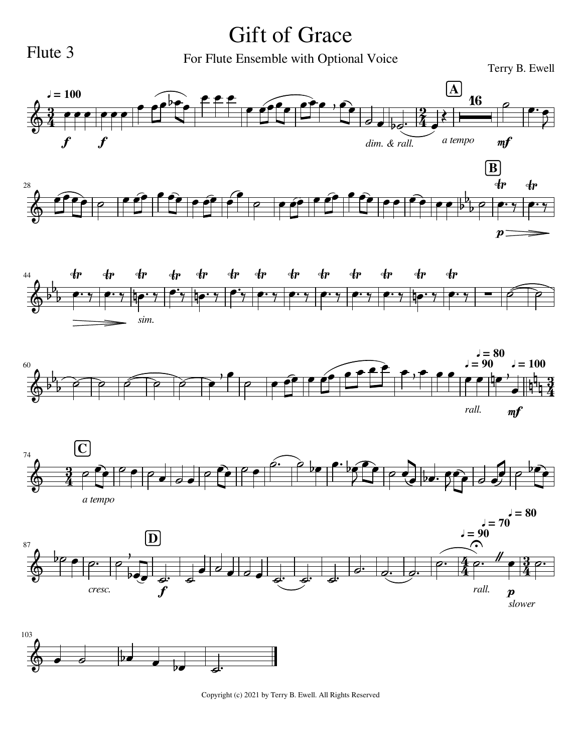Flute 3

# Gift of Grace

For Flute Ensemble with Optional Voice

Terry B. Ewell

Copyright (c) 2021 by Terry B. Ewell. All Rights Reserved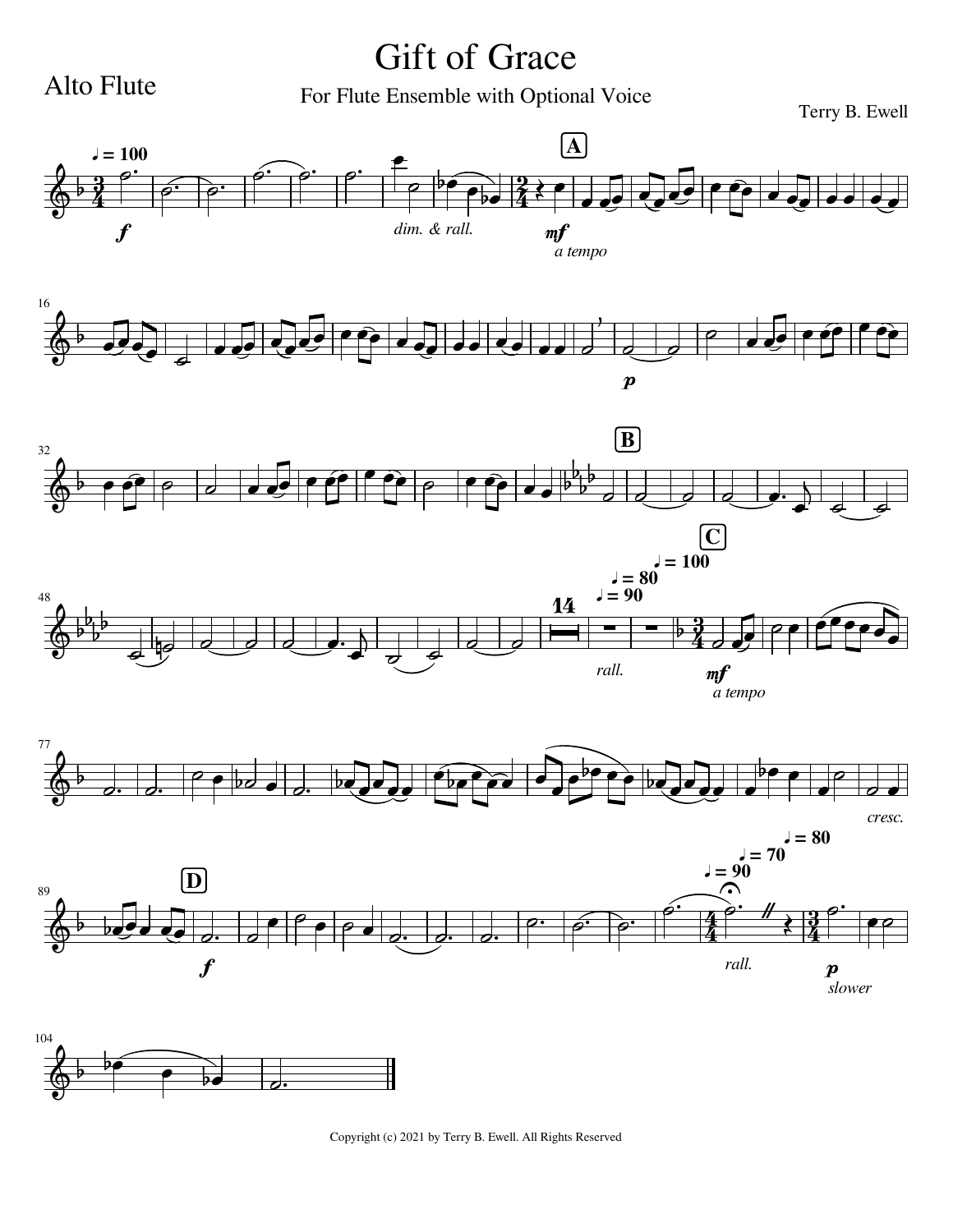Alto Flute

# Gift of Grace

For Flute Ensemble with Optional Voice

Terry B. Ewell

Copyright (c) 2021 by Terry B. Ewell. All Rights Reserved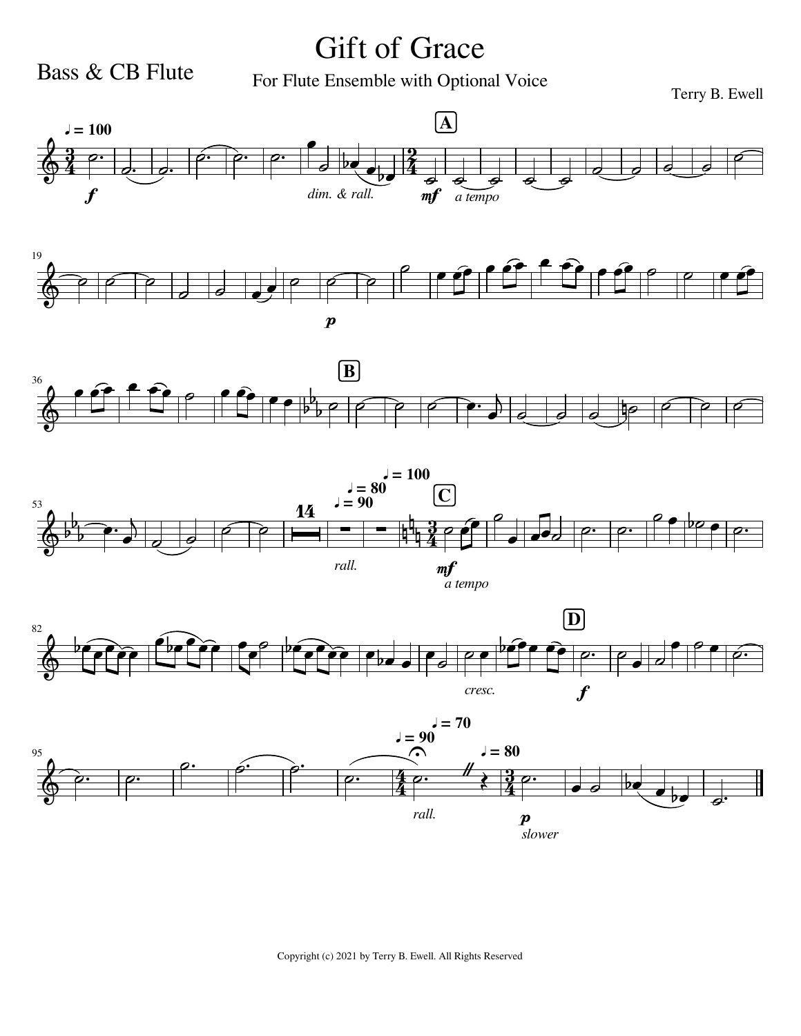Bass & CB Flute

# Gift of Grace

For Flute Ensemble with Optional Voice

Terry B. Ewell

Copyright (c) 2021 by Terry B. Ewell. All Rights Reserved